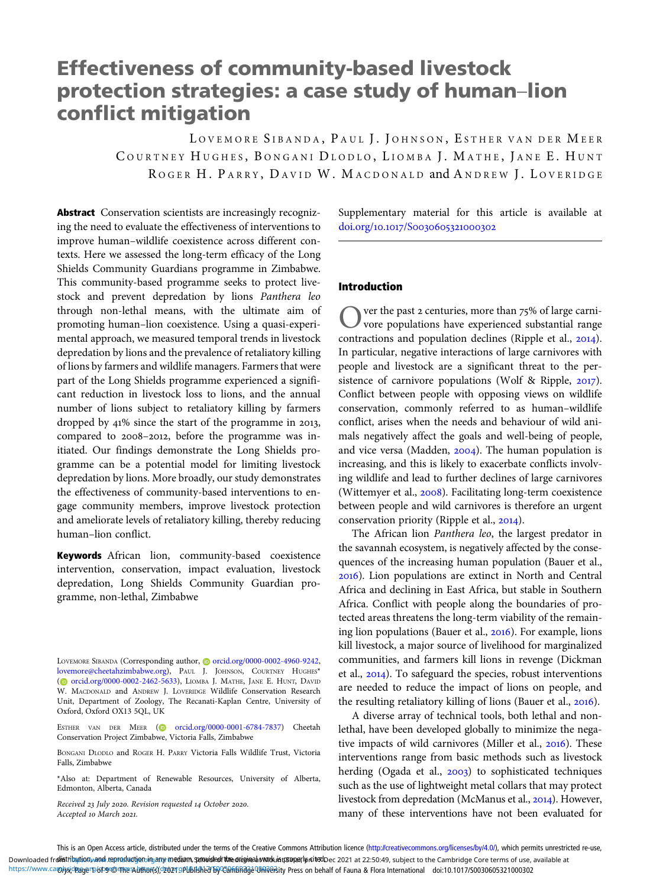# Effectiveness of community-based livestock protection strategies: a case study of human–lion conflict mitigation

LOVEMORE SIBANDA, PAUL J. JOHNSON, ESTHER VAN DER MEER, COURTNEY HUGHES, BONGANI DLODLO, LIOMBA J. MATHE, JANE E. HUNT, ROGER H. PARRY, DAVID W. MACDONALD and ANDREW J. LOVERIDGE

**Abstract** Conservation scientists are increasingly recognizing the need to evaluate the effectiveness of interventions to improve human–wildlife coexistence across different contexts. Here we assessed the long-term efficacy of the Long Shields Community Guardians programme in Zimbabwe. This community-based programme seeks to protect livestock and prevent depredation by lions *Panthera leo* through non-lethal means, with the ultimate aim of promoting human–lion coexistence. Using a quasi-experimental approach, we measured temporal trends in livestock depredation by lions and the prevalence of retaliatory killing of lions by farmers and wildlife managers. Farmers that were part of the Long Shields programme experienced a significant reduction in livestock loss to lions, and the annual number of lions subject to retaliatory killing by farmers dropped by 41% since the start of the programme in 2013, compared to 2008–2012, before the programme was initiated. Our findings demonstrate the Long Shields programme can be a potential model for limiting livestock depredation by lions. More broadly, our study demonstrates the effectiveness of community-based interventions to engage community members, improve livestock protection and ameliorate levels of retaliatory killing, thereby reducing human–lion conflict.

**Keywords** African lion, community-based coexistence intervention, conservation, impact evaluation, livestock depredation, Long Shields Community Guardian programme, non-lethal, Zimbabwe

Supplementary material for this article is available at doi.org/10.1017/S0030605321000302

LOVEMORE SIBANDA (Corresponding author, orcid.org/0000-0002-4960-9242, lovemore@cheetahzimbabwe.org), PAUL J. JOHNSON, COURTNEY HUGHES* (orcid.org/0000-0002-2462-5633), LIOMBA J. MATHE, JANE E. HUNT, DAVID W. MACDONALD and ANDREW J. LOVERIDGE Wildlife Conservation Research Unit, Department of Zoology, The Recanati-Kaplan Centre, University of Oxford, Oxford OX13 5QL, UK

ESTHER VAN DER MEER (orcid.org/0000-0001-6784-7837) Cheetah Conservation Project Zimbabwe, Victoria Falls, Zimbabwe

BONGANI DLODLO and ROGER H. PARRY Victoria Falls Wildlife Trust, Victoria Falls, Zimbabwe

*Also at: Department of Renewable Resources, University of Alberta, Edmonton, Alberta, Canada

*Received 23 July 2020. Revision requested 14 October 2020. Accepted 10 March 2021.*

## Introduction

Over the past 2 centuries, more than 75% of large carnivore populations have experienced substantial range contractions and population declines (Ripple et al., 2014). In particular, negative interactions of large carnivores with people and livestock are a significant threat to the persistence of carnivore populations (Wolf & Ripple, 2017). Conflict between people with opposing views on wildlife conservation, commonly referred to as human–wildlife conflict, arises when the needs and behaviour of wild animals negatively affect the goals and well-being of people, and vice versa (Madden, 2004). The human population is increasing, and this is likely to exacerbate conflicts involving wildlife and lead to further declines of large carnivores (Wittemyer et al., 2008). Facilitating long-term coexistence between people and wild carnivores is therefore an urgent conservation priority (Ripple et al., 2014).

The African lion *Panthera leo*, the largest predator in the savannah ecosystem, is negatively affected by the consequences of the increasing human population (Bauer et al., 2016). Lion populations are extinct in North and Central Africa and declining in East Africa, but stable in Southern Africa. Conflict with people along the boundaries of protected areas threatens the long-term viability of the remaining lion populations (Bauer et al., 2016). For example, lions kill livestock, a major source of livelihood for marginalized communities, and farmers kill lions in revenge (Dickman et al., 2014). To safeguard the species, robust interventions are needed to reduce the impact of lions on people, and the resulting retaliatory killing of lions (Bauer et al., 2016).

A diverse array of technical tools, both lethal and non-lethal, have been developed globally to minimize the negative impacts of wild carnivores (Miller et al., 2016). These interventions range from basic methods such as livestock herding (Ogada et al., 2003) to sophisticated techniques such as the use of lightweight metal collars that may protect livestock from depredation (McManus et al., 2014). However, many of these interventions have not been evaluated for

This is an Open Access article, distributed under the terms of the Creative Commons Attribution licence (http://creativecommons.org/licenses/by/4.0/), which permits unrestricted re-use, distribution, and reproduction in any medium, provided the original work is properly cited.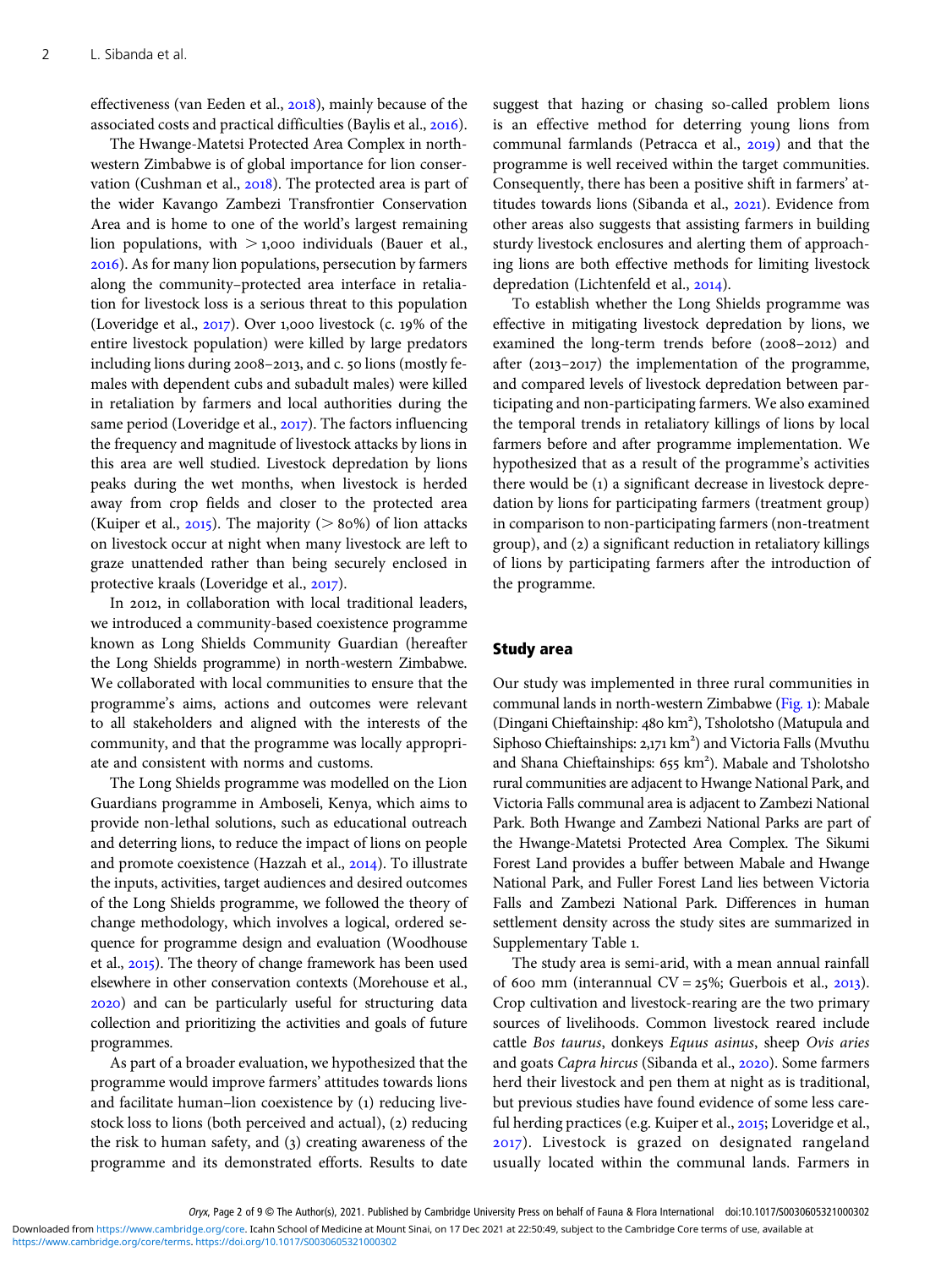effectiveness (van Eeden et al., 2018), mainly because of the associated costs and practical difficulties (Baylis et al., 2016).

The Hwange-Matetsi Protected Area Complex in north-western Zimbabwe is of global importance for lion conservation (Cushman et al., 2018). The protected area is part of the wider Kavango Zambezi Transfrontier Conservation Area and is home to one of the world's largest remaining lion populations, with > 1,000 individuals (Bauer et al., 2016). As for many lion populations, persecution by farmers along the community–protected area interface in retaliation for livestock loss is a serious threat to this population (Loveridge et al., 2017). Over 1,000 livestock (c. 19% of the entire livestock population) were killed by large predators including lions during 2008–2013, and c. 50 lions (mostly females with dependent cubs and subadult males) were killed in retaliation by farmers and local authorities during the same period (Loveridge et al., 2017). The factors influencing the frequency and magnitude of livestock attacks by lions in this area are well studied. Livestock depredation by lions peaks during the wet months, when livestock is herded away from crop fields and closer to the protected area (Kuiper et al., 2015). The majority (> 80%) of lion attacks on livestock occur at night when many livestock are left to graze unattended rather than being securely enclosed in protective kraals (Loveridge et al., 2017).

In 2012, in collaboration with local traditional leaders, we introduced a community-based coexistence programme known as Long Shields Community Guardian (hereafter the Long Shields programme) in north-western Zimbabwe. We collaborated with local communities to ensure that the programme's aims, actions and outcomes were relevant to all stakeholders and aligned with the interests of the community, and that the programme was locally appropriate and consistent with norms and customs.

The Long Shields programme was modelled on the Lion Guardians programme in Amboseli, Kenya, which aims to provide non-lethal solutions, such as educational outreach and deterring lions, to reduce the impact of lions on people and promote coexistence (Hazzah et al., 2014). To illustrate the inputs, activities, target audiences and desired outcomes of the Long Shields programme, we followed the theory of change methodology, which involves a logical, ordered sequence for programme design and evaluation (Woodhouse et al., 2015). The theory of change framework has been used elsewhere in other conservation contexts (Morehouse et al., 2020) and can be particularly useful for structuring data collection and prioritizing the activities and goals of future programmes.

As part of a broader evaluation, we hypothesized that the programme would improve farmers' attitudes towards lions and facilitate human–lion coexistence by (1) reducing livestock loss to lions (both perceived and actual), (2) reducing the risk to human safety, and (3) creating awareness of the programme and its demonstrated efforts. Results to date suggest that hazing or chasing so-called problem lions is an effective method for deterring young lions from communal farmlands (Petracca et al., 2019) and that the programme is well received within the target communities. Consequently, there has been a positive shift in farmers' attitudes towards lions (Sibanda et al., 2021). Evidence from other areas also suggests that assisting farmers in building sturdy livestock enclosures and alerting them of approaching lions are both effective methods for limiting livestock depredation (Lichtenfeld et al., 2014).

To establish whether the Long Shields programme was effective in mitigating livestock depredation by lions, we examined the long-term trends before (2008–2012) and after (2013–2017) the implementation of the programme, and compared levels of livestock depredation between participating and non-participating farmers. We also examined the temporal trends in retaliatory killings of lions by local farmers before and after programme implementation. We hypothesized that as a result of the programme's activities there would be (1) a significant decrease in livestock depredation by lions for participating farmers (treatment group) in comparison to non-participating farmers (non-treatment group), and (2) a significant reduction in retaliatory killings of lions by participating farmers after the introduction of the programme.

## Study area

Our study was implemented in three rural communities in communal lands in north-western Zimbabwe (Fig. 1): Mabale (Dingani Chieftainship: 480 km²), Tsholotsho (Matupula and Siphoso Chieftainships: 2,171 km²) and Victoria Falls (Mvuthu and Shana Chieftainships: 655 km²). Mabale and Tsholotsho rural communities are adjacent to Hwange National Park, and Victoria Falls communal area is adjacent to Zambezi National Park. Both Hwange and Zambezi National Parks are part of the Hwange-Matetsi Protected Area Complex. The Sikumi Forest Land provides a buffer between Mabale and Hwange National Park, and Fuller Forest Land lies between Victoria Falls and Zambezi National Park. Differences in human settlement density across the study sites are summarized in Supplementary Table 1.

The study area is semi-arid, with a mean annual rainfall of 600 mm (interannual CV = 25%; Guerbois et al., 2013). Crop cultivation and livestock-rearing are the two primary sources of livelihoods. Common livestock reared include cattle *Bos taurus*, donkeys *Equus asinus*, sheep *Ovis aries* and goats *Capra hircus* (Sibanda et al., 2020). Some farmers herd their livestock and pen them at night as is traditional, but previous studies have found evidence of some less careful herding practices (e.g. Kuiper et al., 2015; Loveridge et al., 2017). Livestock is grazed on designated rangeland usually located within the communal lands. Farmers in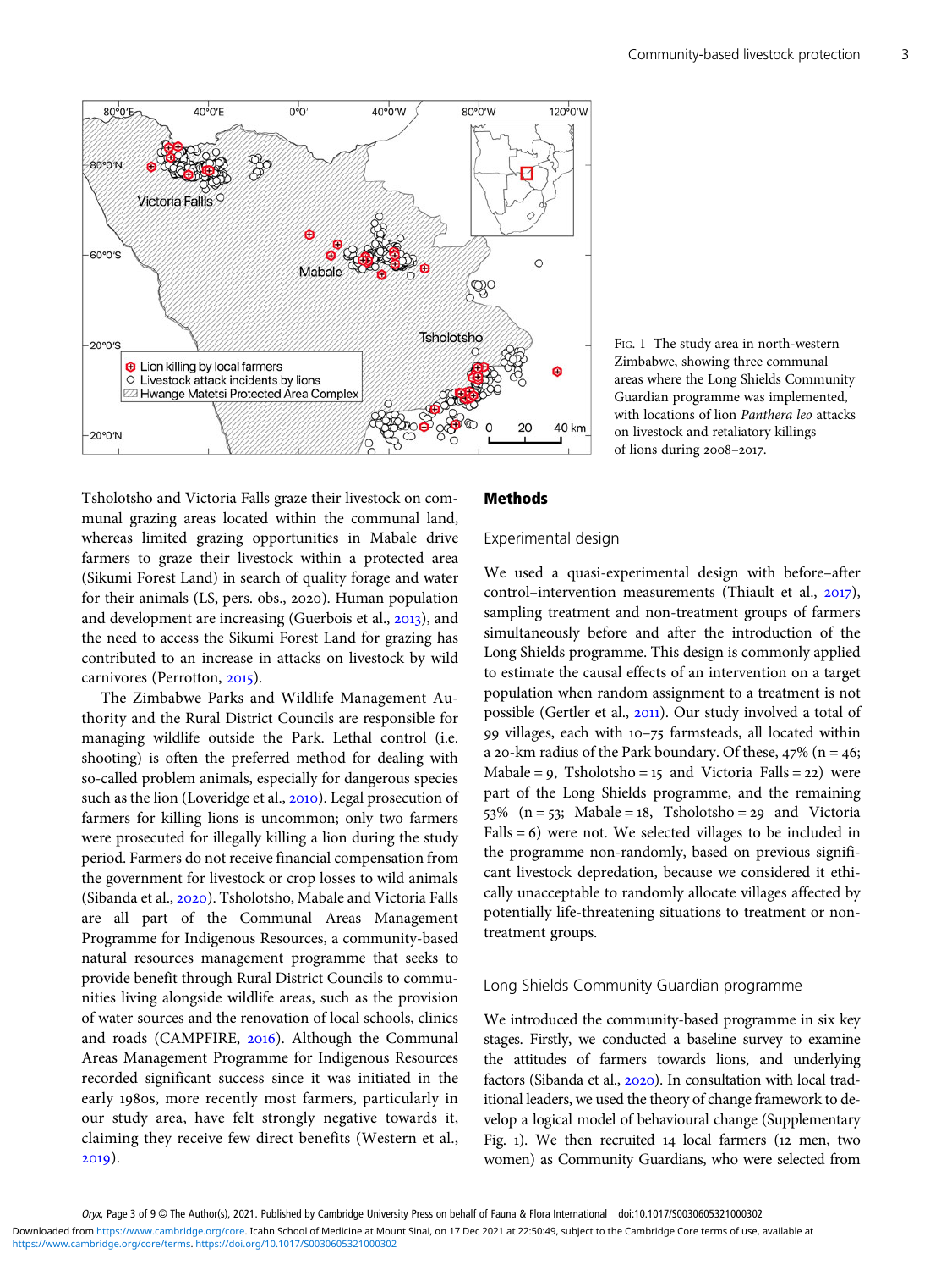Fig. 1 The study area in north-western Zimbabwe, showing three communal areas where the Long Shields Community Guardian programme was implemented, with locations of lion *Panthera leo* attacks on livestock and retaliatory killings of lions during 2008–2017.

Tsholotsho and Victoria Falls graze their livestock on communal grazing areas located within the communal land, whereas limited grazing opportunities in Mabale drive farmers to graze their livestock within a protected area (Sikumi Forest Land) in search of quality forage and water for their animals (LS, pers. obs., 2020). Human population and development are increasing (Guerbois et al., 2013), and the need to access the Sikumi Forest Land for grazing has contributed to an increase in attacks on livestock by wild carnivores (Perrotton, 2015).

The Zimbabwe Parks and Wildlife Management Authority and the Rural District Councils are responsible for managing wildlife outside the Park. Lethal control (i.e. shooting) is often the preferred method for dealing with so-called problem animals, especially for dangerous species such as the lion (Loveridge et al., 2010). Legal prosecution of farmers for killing lions is uncommon; only two farmers were prosecuted for illegally killing a lion during the study period. Farmers do not receive financial compensation from the government for livestock or crop losses to wild animals (Sibanda et al., 2020). Tsholotsho, Mabale and Victoria Falls are all part of the Communal Areas Management Programme for Indigenous Resources, a community-based natural resources management programme that seeks to provide benefit through Rural District Councils to communities living alongside wildlife areas, such as the provision of water sources and the renovation of local schools, clinics and roads (CAMPFIRE, 2016). Although the Communal Areas Management Programme for Indigenous Resources recorded significant success since it was initiated in the early 1980s, more recently most farmers, particularly in our study area, have felt strongly negative towards it, claiming they receive few direct benefits (Western et al., 2019).

## Methods

### Experimental design

We used a quasi-experimental design with before–after control–intervention measurements (Thiault et al., 2017), sampling treatment and non-treatment groups of farmers simultaneously before and after the introduction of the Long Shields programme. This design is commonly applied to estimate the causal effects of an intervention on a target population when random assignment to a treatment is not possible (Gertler et al., 2011). Our study involved a total of 99 villages, each with 10–75 farmsteads, all located within a 20-km radius of the Park boundary. Of these, 47% (n = 46; Mabale = 9, Tsholotsho = 15 and Victoria Falls = 22) were part of the Long Shields programme, and the remaining 53% (n = 53; Mabale = 18, Tsholotsho = 29 and Victoria Falls = 6) were not. We selected villages to be included in the programme non-randomly, based on previous significant livestock depredation, because we considered it ethically unacceptable to randomly allocate villages affected by potentially life-threatening situations to treatment or non-treatment groups.

### Long Shields Community Guardian programme

We introduced the community-based programme in six key stages. Firstly, we conducted a baseline survey to examine the attitudes of farmers towards lions, and underlying factors (Sibanda et al., 2020). In consultation with local traditional leaders, we used the theory of change framework to develop a logical model of behavioural change (Supplementary Fig. 1). We then recruited 14 local farmers (12 men, two women) as Community Guardians, who were selected from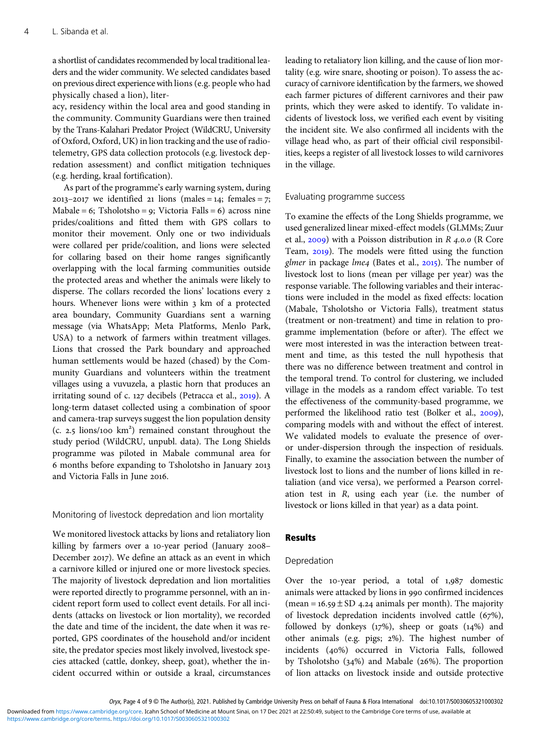a shortlist of candidates recommended by local traditional leaders and the wider community. We selected candidates based on previous direct experience with lions (e.g. people who had physically chased a lion), literacy, residency within the local area and good standing in the community. Community Guardians were then trained by the Trans-Kalahari Predator Project (WildCRU, University of Oxford, Oxford, UK) in lion tracking and the use of radio-telemetry, GPS data collection protocols (e.g. livestock depredation assessment) and conflict mitigation techniques (e.g. herding, kraal fortification).

As part of the programme's early warning system, during 2013–2017 we identified 21 lions (males = 14; females = 7; Mabale = 6; Tsholotsho = 9; Victoria Falls = 6) across nine prides/coalitions and fitted them with GPS collars to monitor their movement. Only one or two individuals were collared per pride/coalition, and lions were selected for collaring based on their home ranges significantly overlapping with the local farming communities outside the protected areas and whether the animals were likely to disperse. The collars recorded the lions' locations every 2 hours. Whenever lions were within 3 km of a protected area boundary, Community Guardians sent a warning message (via WhatsApp; Meta Platforms, Menlo Park, USA) to a network of farmers within treatment villages. Lions that crossed the Park boundary and approached human settlements would be hazed (chased) by the Community Guardians and volunteers within the treatment villages using a vuvuzela, a plastic horn that produces an irritating sound of c. 127 decibels (Petracca et al., 2019). A long-term dataset collected using a combination of spoor and camera-trap surveys suggest the lion population density (c. 2.5 lions/100 km$^2$) remained constant throughout the study period (WildCRU, unpubl. data). The Long Shields programme was piloted in Mabale communal area for 6 months before expanding to Tsholotsho in January 2013 and Victoria Falls in June 2016.

### Monitoring of livestock depredation and lion mortality

We monitored livestock attacks by lions and retaliatory lion killing by farmers over a 10-year period (January 2008–December 2017). We define an attack as an event in which a carnivore killed or injured one or more livestock species. The majority of livestock depredation and lion mortalities were reported directly to programme personnel, with an incident report form used to collect event details. For all incidents (attacks on livestock or lion mortality), we recorded the date and time of the incident, the date when it was reported, GPS coordinates of the household and/or incident site, the predator species most likely involved, livestock species attacked (cattle, donkey, sheep, goat), whether the incident occurred within or outside a kraal, circumstances leading to retaliatory lion killing, and the cause of lion mortality (e.g. wire snare, shooting or poison). To assess the accuracy of carnivore identification by the farmers, we showed each farmer pictures of different carnivores and their paw prints, which they were asked to identify. To validate incidents of livestock loss, we verified each event by visiting the incident site. We also confirmed all incidents with the village head who, as part of their official civil responsibilities, keeps a register of all livestock losses to wild carnivores in the village.

### Evaluating programme success

To examine the effects of the Long Shields programme, we used generalized linear mixed-effect models (GLMMs; Zuur et al., 2009) with a Poisson distribution in *R 4.0.0* (R Core Team, 2019). The models were fitted using the function *glmer* in package *lme4* (Bates et al., 2015). The number of livestock lost to lions (mean per village per year) was the response variable. The following variables and their interactions were included in the model as fixed effects: location (Mabale, Tsholotsho or Victoria Falls), treatment status (treatment or non-treatment) and time in relation to programme implementation (before or after). The effect we were most interested in was the interaction between treatment and time, as this tested the null hypothesis that there was no difference between treatment and control in the temporal trend. To control for clustering, we included village in the models as a random effect variable. To test the effectiveness of the community-based programme, we performed the likelihood ratio test (Bolker et al., 2009), comparing models with and without the effect of interest. We validated models to evaluate the presence of over- or under-dispersion through the inspection of residuals. Finally, to examine the association between the number of livestock lost to lions and the number of lions killed in retaliation (and vice versa), we performed a Pearson correlation test in *R*, using each year (i.e. the number of livestock or lions killed in that year) as a data point.

## Results

### Depredation

Over the 10-year period, a total of 1,987 domestic animals were attacked by lions in 990 confirmed incidences (mean = 16.59 ± SD 4.24 animals per month). The majority of livestock depredation incidents involved cattle (67%), followed by donkeys (17%), sheep or goats (14%) and other animals (e.g. pigs; 2%). The highest number of incidents (40%) occurred in Victoria Falls, followed by Tsholotsho (34%) and Mabale (26%). The proportion of lion attacks on livestock inside and outside protective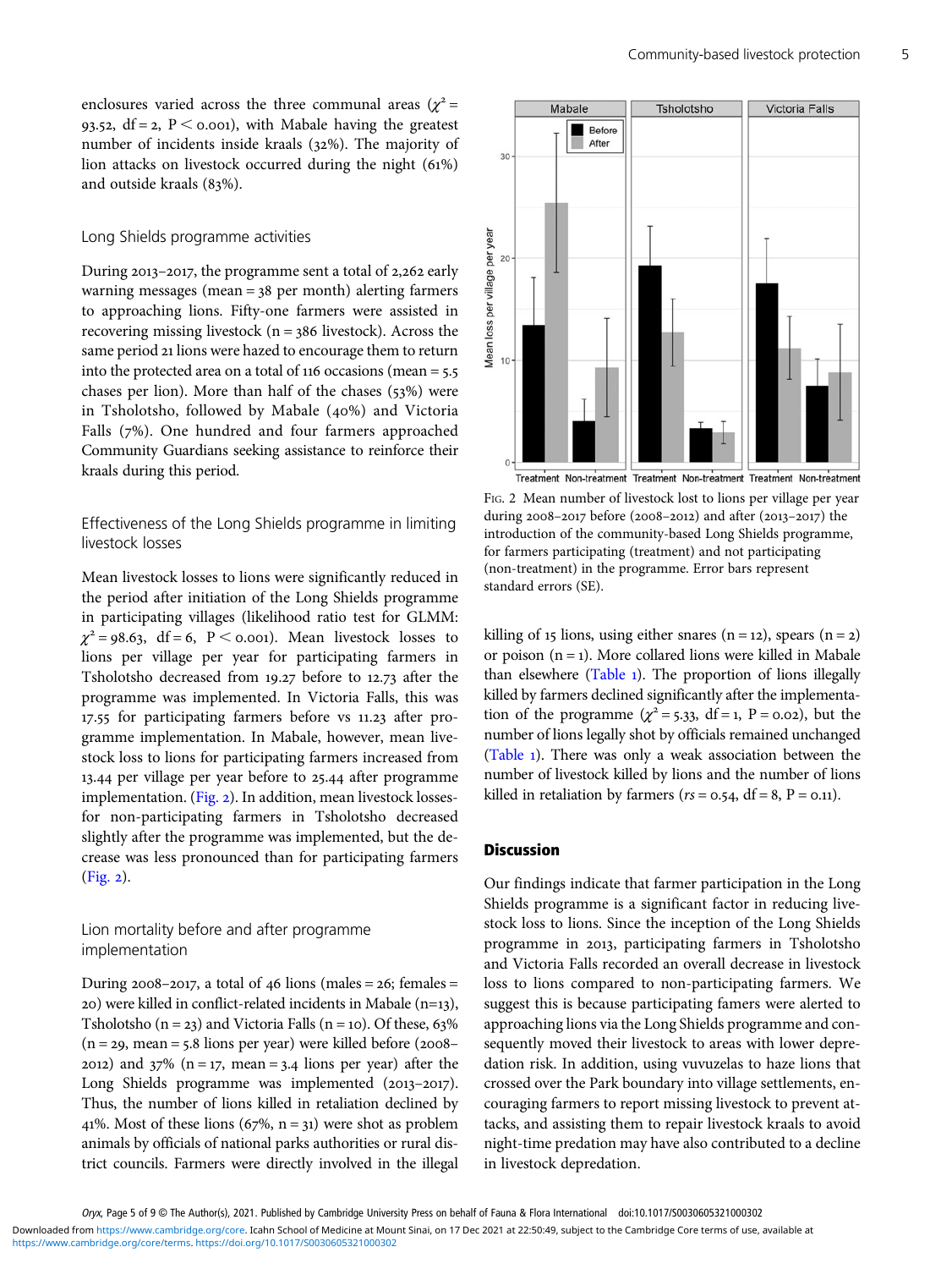enclosures varied across the three communal areas ($\chi^2$ = 93.52, df = 2, P < 0.001), with Mabale having the greatest number of incidents inside kraals (32%). The majority of lion attacks on livestock occurred during the night (61%) and outside kraals (83%).

### Long Shields programme activities

During 2013–2017, the programme sent a total of 2,262 early warning messages (mean = 38 per month) alerting farmers to approaching lions. Fifty-one farmers were assisted in recovering missing livestock (n = 386 livestock). Across the same period 21 lions were hazed to encourage them to return into the protected area on a total of 116 occasions (mean = 5.5 chases per lion). More than half of the chases (53%) were in Tsholotsho, followed by Mabale (40%) and Victoria Falls (7%). One hundred and four farmers approached Community Guardians seeking assistance to reinforce their kraals during this period.

### Effectiveness of the Long Shields programme in limiting livestock losses

Mean livestock losses to lions were significantly reduced in the period after initiation of the Long Shields programme in participating villages (likelihood ratio test for GLMM: $\chi^2$ = 98.63, df = 6, P < 0.001). Mean livestock losses to lions per village per year for participating farmers in Tsholotsho decreased from 19.27 before to 12.73 after the programme was implemented. In Victoria Falls, this was 17.55 for participating farmers before vs 11.23 after programme implementation. In Mabale, however, mean livestock loss to lions for participating farmers increased from 13.44 per village per year before to 25.44 after programme implementation. (Fig. 2). In addition, mean livestock losses for non-participating farmers in Tsholotsho decreased slightly after the programme was implemented, but the decrease was less pronounced than for participating farmers (Fig. 2).

Fig. 2 Mean number of livestock lost to lions per village per year during 2008–2017 before (2008–2012) and after (2013–2017) the introduction of the community-based Long Shields programme, for farmers participating (treatment) and not participating (non-treatment) in the programme. Error bars represent standard errors (SE).

### Lion mortality before and after programme implementation

During 2008–2017, a total of 46 lions (males = 26; females = 20) were killed in conflict-related incidents in Mabale (n=13), Tsholotsho (n = 23) and Victoria Falls (n = 10). Of these, 63% (n = 29, mean = 5.8 lions per year) were killed before (2008–2012) and 37% (n = 17, mean = 3.4 lions per year) after the Long Shields programme was implemented (2013–2017). Thus, the number of lions killed in retaliation declined by 41%. Most of these lions (67%, n = 31) were shot as problem animals by officials of national parks authorities or rural district councils. Farmers were directly involved in the illegal killing of 15 lions, using either snares (n = 12), spears (n = 2) or poison (n = 1). More collared lions were killed in Mabale than elsewhere (Table 1). The proportion of lions illegally killed by farmers declined significantly after the implementation of the programme ($\chi^2$ = 5.33, df = 1, P = 0.02), but the number of lions legally shot by officials remained unchanged (Table 1). There was only a weak association between the number of livestock killed by lions and the number of lions killed in retaliation by farmers ($r_s$ = 0.54, df = 8, P = 0.11).

## Discussion

Our findings indicate that farmer participation in the Long Shields programme is a significant factor in reducing livestock loss to lions. Since the inception of the Long Shields programme in 2013, participating farmers in Tsholotsho and Victoria Falls recorded an overall decrease in livestock loss to lions compared to non-participating farmers. We suggest this is because participating famers were alerted to approaching lions via the Long Shields programme and consequently moved their livestock to areas with lower depredation risk. In addition, using vuvuzelas to haze lions that crossed over the Park boundary into village settlements, encouraging farmers to report missing livestock to prevent attacks, and assisting them to repair livestock kraals to avoid night-time predation may have also contributed to a decline in livestock depredation.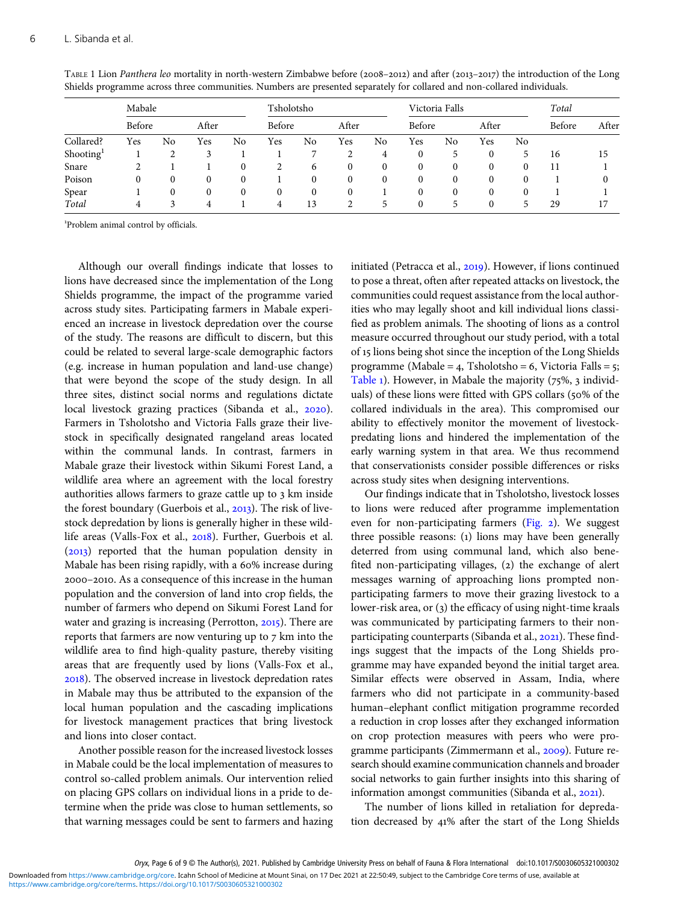TABLE 1 Lion *Panthera leo* mortality in north-western Zimbabwe before (2008–2012) and after (2013–2017) the introduction of the Long Shields programme across three communities. Numbers are presented separately for collared and non-collared individuals.

| | Mabale | | | | Tsholotsho | | | | Victoria Falls | | | | *Total* | |
|---|---|---|---|---|---|---|---|---|---|---|---|---|---|---|
| | Before | | After | | Before | | After | | Before | | After | | Before | After |
| Collared? | Yes | No | Yes | No | Yes | No | Yes | No | Yes | No | Yes | No | | |
| Shooting[1] | 1 | 2 | 3 | 1 | 1 | 7 | 2 | 4 | 0 | 5 | 0 | 5 | 16 | 15 |
| Snare | 2 | 1 | 1 | 0 | 2 | 6 | 0 | 0 | 0 | 0 | 0 | 0 | 11 | 1 |
| Poison | 0 | 0 | 0 | 0 | 1 | 0 | 0 | 0 | 0 | 0 | 0 | 0 | 1 | 0 |
| Spear | 1 | 0 | 0 | 0 | 0 | 0 | 0 | 1 | 0 | 0 | 0 | 0 | 1 | 1 |
| *Total* | 4 | 3 | 4 | 1 | 4 | 13 | 2 | 5 | 0 | 5 | 0 | 5 | 29 | 17 |

[1]Problem animal control by officials.

Although our overall findings indicate that losses to lions have decreased since the implementation of the Long Shields programme, the impact of the programme varied across study sites. Participating farmers in Mabale experienced an increase in livestock depredation over the course of the study. The reasons are difficult to discern, but this could be related to several large-scale demographic factors (e.g. increase in human population and land-use change) that were beyond the scope of the study design. In all three sites, distinct social norms and regulations dictate local livestock grazing practices (Sibanda et al., 2020). Farmers in Tsholotsho and Victoria Falls graze their livestock in specifically designated rangeland areas located within the communal lands. In contrast, farmers in Mabale graze their livestock within Sikumi Forest Land, a wildlife area where an agreement with the local forestry authorities allows farmers to graze cattle up to 3 km inside the forest boundary (Guerbois et al., 2013). The risk of livestock depredation by lions is generally higher in these wildlife areas (Valls-Fox et al., 2018). Further, Guerbois et al. (2013) reported that the human population density in Mabale has been rising rapidly, with a 60% increase during 2000–2010. As a consequence of this increase in the human population and the conversion of land into crop fields, the number of farmers who depend on Sikumi Forest Land for water and grazing is increasing (Perrotton, 2015). There are reports that farmers are now venturing up to 7 km into the wildlife area to find high-quality pasture, thereby visiting areas that are frequently used by lions (Valls-Fox et al., 2018). The observed increase in livestock depredation rates in Mabale may thus be attributed to the expansion of the local human population and the cascading implications for livestock management practices that bring livestock and lions into closer contact.

Another possible reason for the increased livestock losses in Mabale could be the local implementation of measures to control so-called problem animals. Our intervention relied on placing GPS collars on individual lions in a pride to determine when the pride was close to human settlements, so that warning messages could be sent to farmers and hazing initiated (Petracca et al., 2019). However, if lions continued to pose a threat, often after repeated attacks on livestock, the communities could request assistance from the local authorities who may legally shoot and kill individual lions classified as problem animals. The shooting of lions as a control measure occurred throughout our study period, with a total of 15 lions being shot since the inception of the Long Shields programme (Mabale = 4, Tsholotsho = 6, Victoria Falls = 5; Table 1). However, in Mabale the majority (75%, 3 individuals) of these lions were fitted with GPS collars (50% of the collared individuals in the area). This compromised our ability to effectively monitor the movement of livestock-predating lions and hindered the implementation of the early warning system in that area. We thus recommend that conservationists consider possible differences or risks across study sites when designing interventions.

Our findings indicate that in Tsholotsho, livestock losses to lions were reduced after programme implementation even for non-participating farmers (Fig. 2). We suggest three possible reasons: (1) lions may have been generally deterred from using communal land, which also benefited non-participating villages, (2) the exchange of alert messages warning of approaching lions prompted non-participating farmers to move their grazing livestock to a lower-risk area, or (3) the efficacy of using night-time kraals was communicated by participating farmers to their non-participating counterparts (Sibanda et al., 2021). These findings suggest that the impacts of the Long Shields programme may have expanded beyond the initial target area. Similar effects were observed in Assam, India, where farmers who did not participate in a community-based human–elephant conflict mitigation programme recorded a reduction in crop losses after they exchanged information on crop protection measures with peers who were programme participants (Zimmermann et al., 2009). Future research should examine communication channels and broader social networks to gain further insights into this sharing of information amongst communities (Sibanda et al., 2021).

The number of lions killed in retaliation for depredation decreased by 41% after the start of the Long Shields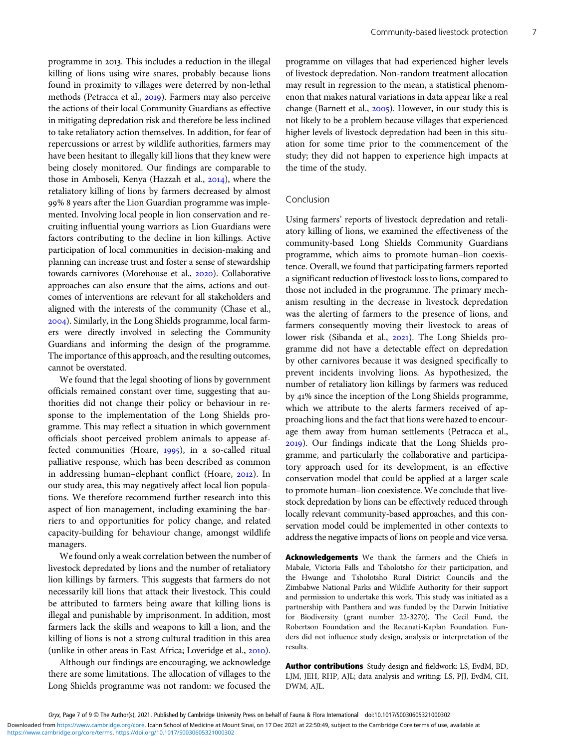programme in 2013. This includes a reduction in the illegal killing of lions using wire snares, probably because lions found in proximity to villages were deterred by non-lethal methods (Petracca et al., 2019). Farmers may also perceive the actions of their local Community Guardians as effective in mitigating depredation risk and therefore be less inclined to take retaliatory action themselves. In addition, for fear of repercussions or arrest by wildlife authorities, farmers may have been hesitant to illegally kill lions that they knew were being closely monitored. Our findings are comparable to those in Amboseli, Kenya (Hazzah et al., 2014), where the retaliatory killing of lions by farmers decreased by almost 99% 8 years after the Lion Guardian programme was implemented. Involving local people in lion conservation and recruiting influential young warriors as Lion Guardians were factors contributing to the decline in lion killings. Active participation of local communities in decision-making and planning can increase trust and foster a sense of stewardship towards carnivores (Morehouse et al., 2020). Collaborative approaches can also ensure that the aims, actions and outcomes of interventions are relevant for all stakeholders and aligned with the interests of the community (Chase et al., 2004). Similarly, in the Long Shields programme, local farmers were directly involved in selecting the Community Guardians and informing the design of the programme. The importance of this approach, and the resulting outcomes, cannot be overstated.

We found that the legal shooting of lions by government officials remained constant over time, suggesting that authorities did not change their policy or behaviour in response to the implementation of the Long Shields programme. This may reflect a situation in which government officials shoot perceived problem animals to appease affected communities (Hoare, 1995), in a so-called ritual palliative response, which has been described as common in addressing human–elephant conflict (Hoare, 2012). In our study area, this may negatively affect local lion populations. We therefore recommend further research into this aspect of lion management, including examining the barriers to and opportunities for policy change, and related capacity-building for behaviour change, amongst wildlife managers.

We found only a weak correlation between the number of livestock depredated by lions and the number of retaliatory lion killings by farmers. This suggests that farmers do not necessarily kill lions that attack their livestock. This could be attributed to farmers being aware that killing lions is illegal and punishable by imprisonment. In addition, most farmers lack the skills and weapons to kill a lion, and the killing of lions is not a strong cultural tradition in this area (unlike in other areas in East Africa; Loveridge et al., 2010).

Although our findings are encouraging, we acknowledge there are some limitations. The allocation of villages to the Long Shields programme was not random: we focused the programme on villages that had experienced higher levels of livestock depredation. Non-random treatment allocation may result in regression to the mean, a statistical phenomenon that makes natural variations in data appear like a real change (Barnett et al., 2005). However, in our study this is not likely to be a problem because villages that experienced higher levels of livestock depredation had been in this situation for some time prior to the commencement of the study; they did not happen to experience high impacts at the time of the study.

## Conclusion

Using farmers' reports of livestock depredation and retaliatory killing of lions, we examined the effectiveness of the community-based Long Shields Community Guardians programme, which aims to promote human–lion coexistence. Overall, we found that participating farmers reported a significant reduction of livestock loss to lions, compared to those not included in the programme. The primary mechanism resulting in the decrease in livestock depredation was the alerting of farmers to the presence of lions, and farmers consequently moving their livestock to areas of lower risk (Sibanda et al., 2021). The Long Shields programme did not have a detectable effect on depredation by other carnivores because it was designed specifically to prevent incidents involving lions. As hypothesized, the number of retaliatory lion killings by farmers was reduced by 41% since the inception of the Long Shields programme, which we attribute to the alerts farmers received of approaching lions and the fact that lions were hazed to encourage them away from human settlements (Petracca et al., 2019). Our findings indicate that the Long Shields programme, and particularly the collaborative and participatory approach used for its development, is an effective conservation model that could be applied at a larger scale to promote human–lion coexistence. We conclude that livestock depredation by lions can be effectively reduced through locally relevant community-based approaches, and this conservation model could be implemented in other contexts to address the negative impacts of lions on people and vice versa.

**Acknowledgements** We thank the farmers and the Chiefs in Mabale, Victoria Falls and Tsholotsho for their participation, and the Hwange and Tsholotsho Rural District Councils and the Zimbabwe National Parks and Wildlife Authority for their support and permission to undertake this work. This study was initiated as a partnership with Panthera and was funded by the Darwin Initiative for Biodiversity (grant number 22-3270), The Cecil Fund, the Robertson Foundation and the Recanati-Kaplan Foundation. Funders did not influence study design, analysis or interpretation of the results.

**Author contributions** Study design and fieldwork: LS, EvdM, BD, LJM, JEH, RHP, AJL; data analysis and writing: LS, PJJ, EvdM, CH, DWM, AJL.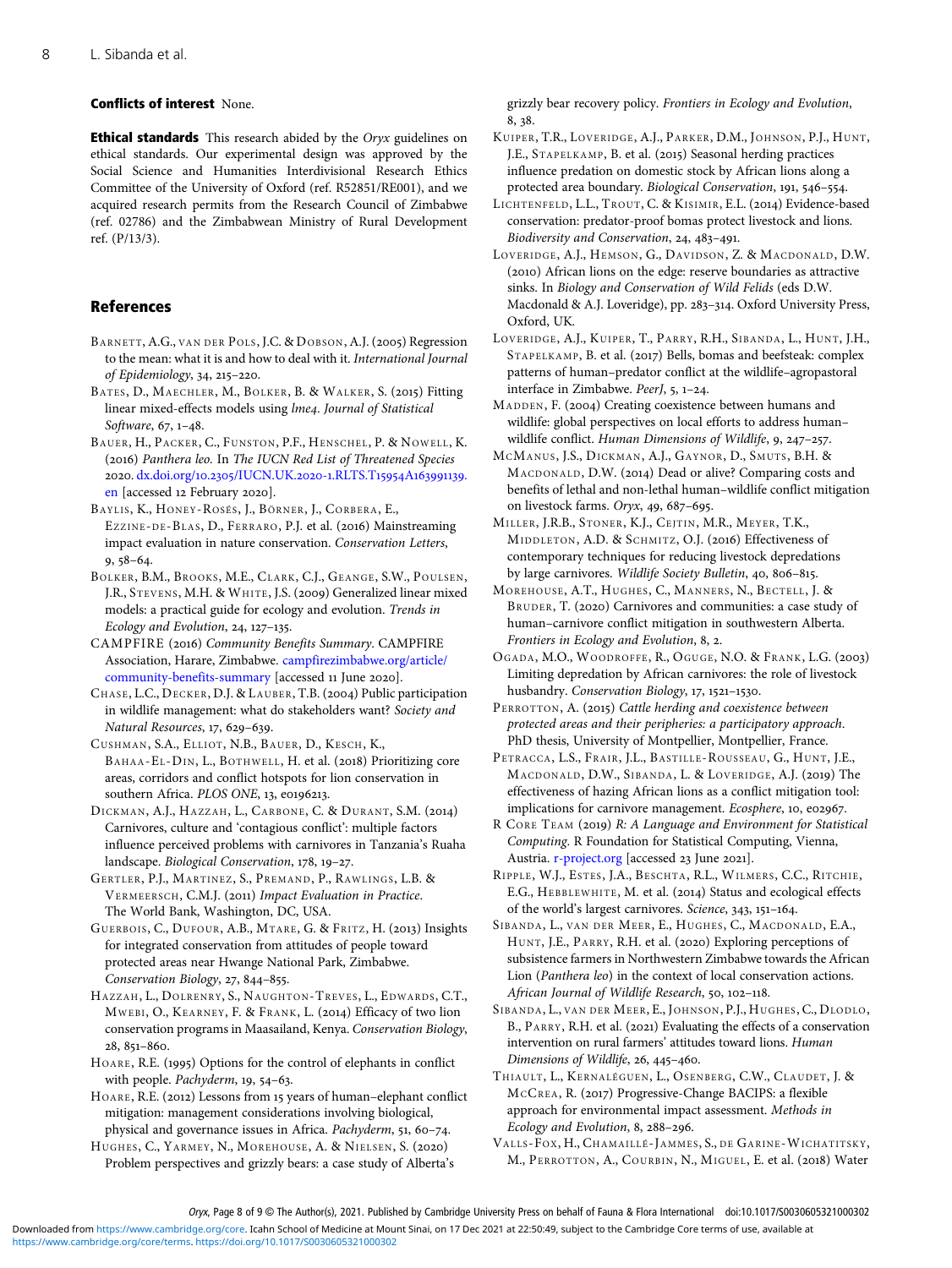**Conflicts of interest** None.

**Ethical standards** This research abided by the *Oryx* guidelines on ethical standards. Our experimental design was approved by the Social Science and Humanities Interdivisional Research Ethics Committee of the University of Oxford (ref. R52851/RE001), and we acquired research permits from the Research Council of Zimbabwe (ref. 02786) and the Zimbabwean Ministry of Rural Development ref. (P/13/3).

## References

Barnett, A.G., van der Pols, J.C. & Dobson, A.J. (2005) Regression to the mean: what it is and how to deal with it. *International Journal of Epidemiology*, 34, 215–220.

Bates, D., Maechler, M., Bolker, B. & Walker, S. (2015) Fitting linear mixed-effects models using *lme4*. *Journal of Statistical Software*, 67, 1–48.

Bauer, H., Packer, C., Funston, P.F., Henschel, P. & Nowell, K. (2016) *Panthera leo*. In *The IUCN Red List of Threatened Species* 2020. dx.doi.org/10.2305/IUCN.UK.2020-1.RLTS.T15954A163991139.en [accessed 12 February 2020].

Baylis, K., Honey-Rosés, J., Börner, J., Corbera, E., Ezzine-de-Blas, D., Ferraro, P.J. et al. (2016) Mainstreaming impact evaluation in nature conservation. *Conservation Letters*, 9, 58–64.

Bolker, B.M., Brooks, M.E., Clark, C.J., Geange, S.W., Poulsen, J.R., Stevens, M.H. & White, J.S. (2009) Generalized linear mixed models: a practical guide for ecology and evolution. *Trends in Ecology and Evolution*, 24, 127–135.

CAMPFIRE (2016) *Community Benefits Summary*. CAMPFIRE Association, Harare, Zimbabwe. campfirezimbabwe.org/article/community-benefits-summary [accessed 11 June 2020].

Chase, L.C., Decker, D.J. & Lauber, T.B. (2004) Public participation in wildlife management: what do stakeholders want? *Society and Natural Resources*, 17, 629–639.

Cushman, S.A., Elliot, N.B., Bauer, D., Kesch, K., Bahaa-El-Din, L., Bothwell, H. et al. (2018) Prioritizing core areas, corridors and conflict hotspots for lion conservation in southern Africa. *PLOS ONE*, 13, e0196213.

Dickman, A.J., Hazzah, L., Carbone, C. & Durant, S.M. (2014) Carnivores, culture and 'contagious conflict': multiple factors influence perceived problems with carnivores in Tanzania's Ruaha landscape. *Biological Conservation*, 178, 19–27.

Gertler, P.J., Martinez, S., Premand, P., Rawlings, L.B. & Vermeersch, C.M.J. (2011) *Impact Evaluation in Practice*. The World Bank, Washington, DC, USA.

Guerbois, C., Dufour, A.B., Mtare, G. & Fritz, H. (2013) Insights for integrated conservation from attitudes of people toward protected areas near Hwange National Park, Zimbabwe. *Conservation Biology*, 27, 844–855.

Hazzah, L., Dolrenry, S., Naughton-Treves, L., Edwards, C.T., Mwebi, O., Kearney, F. & Frank, L. (2014) Efficacy of two lion conservation programs in Maasailand, Kenya. *Conservation Biology*, 28, 851–860.

Hoare, R.E. (1995) Options for the control of elephants in conflict with people. *Pachyderm*, 19, 54–63.

Hoare, R.E. (2012) Lessons from 15 years of human–elephant conflict mitigation: management considerations involving biological, physical and governance issues in Africa. *Pachyderm*, 51, 60–74.

Hughes, C., Yarmey, N., Morehouse, A. & Nielsen, S. (2020) Problem perspectives and grizzly bears: a case study of Alberta's grizzly bear recovery policy. *Frontiers in Ecology and Evolution*, 8, 38.

Kuiper, T.R., Loveridge, A.J., Parker, D.M., Johnson, P.J., Hunt, J.E., Stapelkamp, B. et al. (2015) Seasonal herding practices influence predation on domestic stock by African lions along a protected area boundary. *Biological Conservation*, 191, 546–554.

Lichtenfeld, L.L., Trout, C. & Kisimir, E.L. (2014) Evidence-based conservation: predator-proof bomas protect livestock and lions. *Biodiversity and Conservation*, 24, 483–491.

Loveridge, A.J., Hemson, G., Davidson, Z. & Macdonald, D.W. (2010) African lions on the edge: reserve boundaries as attractive sinks. In *Biology and Conservation of Wild Felids* (eds D.W. Macdonald & A.J. Loveridge), pp. 283–314. Oxford University Press, Oxford, UK.

Loveridge, A.J., Kuiper, T., Parry, R.H., Sibanda, L., Hunt, J.H., Stapelkamp, B. et al. (2017) Bells, bomas and beefsteak: complex patterns of human–predator conflict at the wildlife–agropastoral interface in Zimbabwe. *PeerJ*, 5, 1–24.

Madden, F. (2004) Creating coexistence between humans and wildlife: global perspectives on local efforts to address human–wildlife conflict. *Human Dimensions of Wildlife*, 9, 247–257.

McManus, J.S., Dickman, A.J., Gaynor, D., Smuts, B.H. & Macdonald, D.W. (2014) Dead or alive? Comparing costs and benefits of lethal and non-lethal human–wildlife conflict mitigation on livestock farms. *Oryx*, 49, 687–695.

Miller, J.R.B., Stoner, K.J., Cejtin, M.R., Meyer, T.K., Middleton, A.D. & Schmitz, O.J. (2016) Effectiveness of contemporary techniques for reducing livestock depredations by large carnivores. *Wildlife Society Bulletin*, 40, 806–815.

Morehouse, A.T., Hughes, C., Manners, N., Bectell, J. & Bruder, T. (2020) Carnivores and communities: a case study of human–carnivore conflict mitigation in southwestern Alberta. *Frontiers in Ecology and Evolution*, 8, 2.

Ogada, M.O., Woodroffe, R., Oguge, N.O. & Frank, L.G. (2003) Limiting depredation by African carnivores: the role of livestock husbandry. *Conservation Biology*, 17, 1521–1530.

Perrotton, A. (2015) *Cattle herding and coexistence between protected areas and their peripheries: a participatory approach*. PhD thesis, University of Montpellier, Montpellier, France.

Petracca, L.S., Frair, J.L., Bastille-Rousseau, G., Hunt, J.E., Macdonald, D.W., Sibanda, L. & Loveridge, A.J. (2019) The effectiveness of hazing African lions as a conflict mitigation tool: implications for carnivore management. *Ecosphere*, 10, e02967.

R Core Team (2019) *R: A Language and Environment for Statistical Computing*. R Foundation for Statistical Computing, Vienna, Austria. r-project.org [accessed 23 June 2021].

Ripple, W.J., Estes, J.A., Beschta, R.L., Wilmers, C.C., Ritchie, E.G., Hebblewhite, M. et al. (2014) Status and ecological effects of the world's largest carnivores. *Science*, 343, 151–164.

Sibanda, L., van der Meer, E., Hughes, C., Macdonald, E.A., Hunt, J.E., Parry, R.H. et al. (2020) Exploring perceptions of subsistence farmers in Northwestern Zimbabwe towards the African Lion (*Panthera leo*) in the context of local conservation actions. *African Journal of Wildlife Research*, 50, 102–118.

Sibanda, L., van der Meer, E., Johnson, P.J., Hughes, C., Dlodlo, B., Parry, R.H. et al. (2021) Evaluating the effects of a conservation intervention on rural farmers' attitudes toward lions. *Human Dimensions of Wildlife*, 26, 445–460.

Thiault, L., Kernaléguen, L., Osenberg, C.W., Claudet, J. & McCrea, R. (2017) Progressive-Change BACIPS: a flexible approach for environmental impact assessment. *Methods in Ecology and Evolution*, 8, 288–296.

Valls-Fox, H., Chamaillé-Jammes, S., de Garine-Wichatitsky, M., Perrotton, A., Courbin, N., Miguel, E. et al. (2018) Water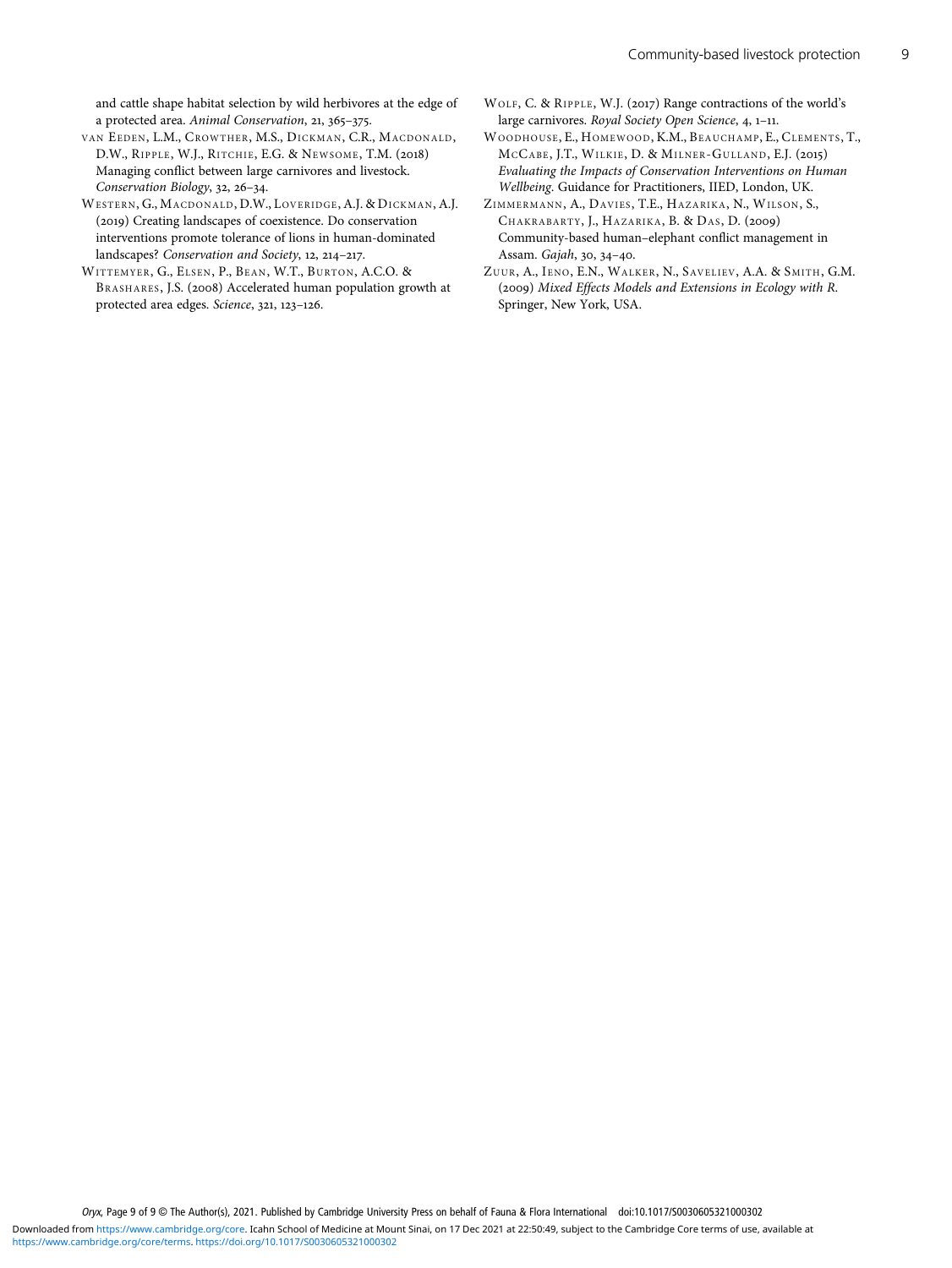and cattle shape habitat selection by wild herbivores at the edge of a protected area. *Animal Conservation*, 21, 365–375.

van Eeden, L.M., Crowther, M.S., Dickman, C.R., Macdonald, D.W., Ripple, W.J., Ritchie, E.G. & Newsome, T.M. (2018) Managing conflict between large carnivores and livestock. *Conservation Biology*, 32, 26–34.

Western, G., Macdonald, D.W., Loveridge, A.J. & Dickman, A.J. (2019) Creating landscapes of coexistence. Do conservation interventions promote tolerance of lions in human-dominated landscapes? *Conservation and Society*, 12, 214–217.

Wittemyer, G., Elsen, P., Bean, W.T., Burton, A.C.O. & Brashares, J.S. (2008) Accelerated human population growth at protected area edges. *Science*, 321, 123–126.

Wolf, C. & Ripple, W.J. (2017) Range contractions of the world's large carnivores. *Royal Society Open Science*, 4, 1–11.

Woodhouse, E., Homewood, K.M., Beauchamp, E., Clements, T., McCabe, J.T., Wilkie, D. & Milner-Gulland, E.J. (2015) *Evaluating the Impacts of Conservation Interventions on Human Wellbeing*. Guidance for Practitioners, IIED, London, UK.

Zimmermann, A., Davies, T.E., Hazarika, N., Wilson, S., Chakrabarty, J., Hazarika, B. & Das, D. (2009) Community-based human–elephant conflict management in Assam. *Gajah*, 30, 34–40.

Zuur, A., Ieno, E.N., Walker, N., Saveliev, A.A. & Smith, G.M. (2009) *Mixed Effects Models and Extensions in Ecology with R*. Springer, New York, USA.